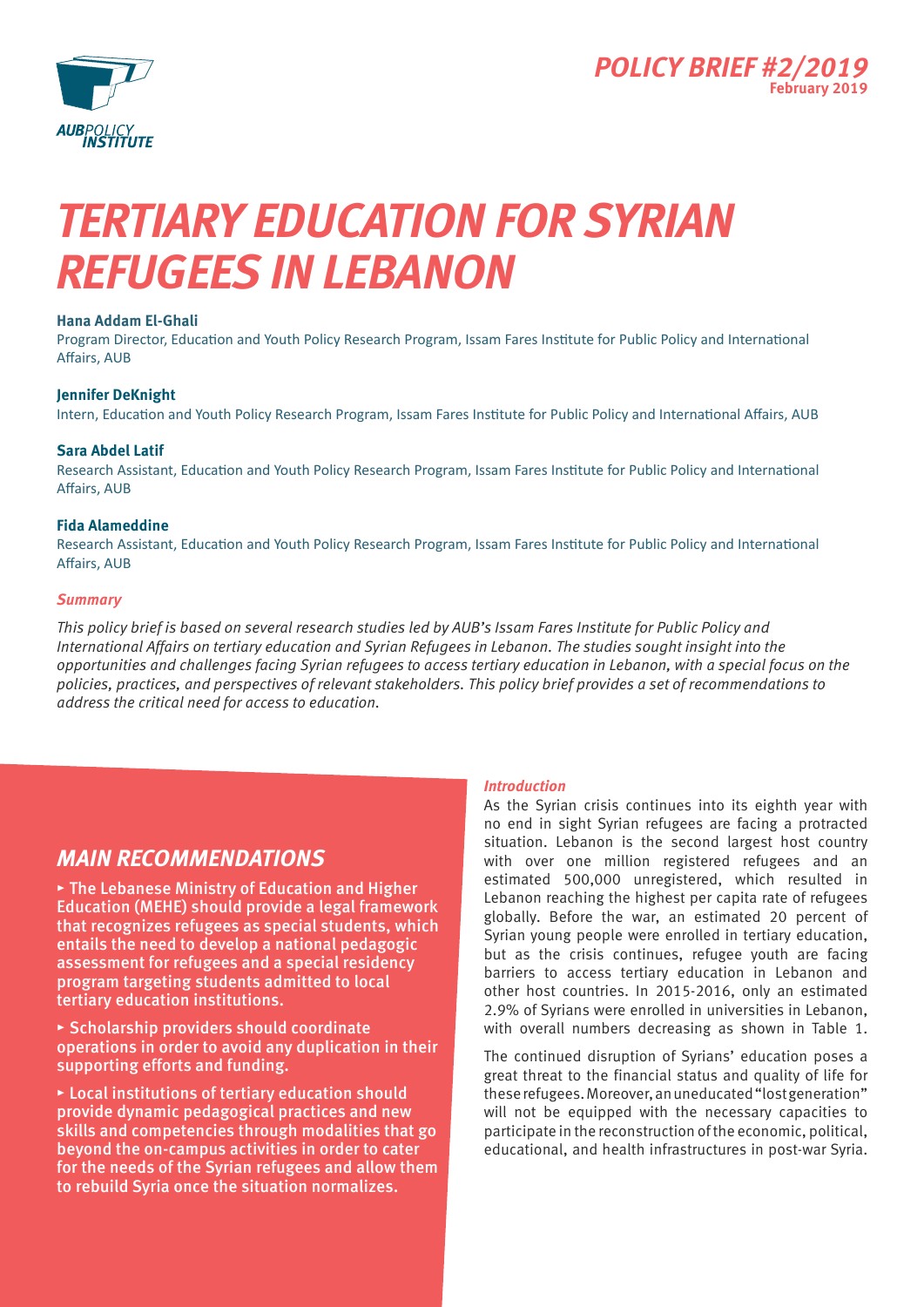POLICY BRIEF #2/2019
February 2019

# TERTIARY EDUCATION FOR SYRIAN REFUGEES IN LEBANON

**Hana Addam El-Ghali**
Program Director, Education and Youth Policy Research Program, Issam Fares Institute for Public Policy and International Affairs, AUB

**Jennifer DeKnight**
Intern, Education and Youth Policy Research Program, Issam Fares Institute for Public Policy and International Affairs, AUB

**Sara Abdel Latif**
Research Assistant, Education and Youth Policy Research Program, Issam Fares Institute for Public Policy and International Affairs, AUB

**Fida Alameddine**
Research Assistant, Education and Youth Policy Research Program, Issam Fares Institute for Public Policy and International Affairs, AUB

### *Summary*

*This policy brief is based on several research studies led by AUB's Issam Fares Institute for Public Policy and International Affairs on tertiary education and Syrian Refugees in Lebanon. The studies sought insight into the opportunities and challenges facing Syrian refugees to access tertiary education in Lebanon, with a special focus on the policies, practices, and perspectives of relevant stakeholders. This policy brief provides a set of recommendations to address the critical need for access to education.*

## MAIN RECOMMENDATIONS

- The Lebanese Ministry of Education and Higher Education (MEHE) should provide a legal framework that recognizes refugees as special students, which entails the need to develop a national pedagogic assessment for refugees and a special residency program targeting students admitted to local tertiary education institutions.
- Scholarship providers should coordinate operations in order to avoid any duplication in their supporting efforts and funding.
- Local institutions of tertiary education should provide dynamic pedagogical practices and new skills and competencies through modalities that go beyond the on-campus activities in order to cater for the needs of the Syrian refugees and allow them to rebuild Syria once the situation normalizes.

### *Introduction*

As the Syrian crisis continues into its eighth year with no end in sight Syrian refugees are facing a protracted situation. Lebanon is the second largest host country with over one million registered refugees and an estimated 500,000 unregistered, which resulted in Lebanon reaching the highest per capita rate of refugees globally. Before the war, an estimated 20 percent of Syrian young people were enrolled in tertiary education, but as the crisis continues, refugee youth are facing barriers to access tertiary education in Lebanon and other host countries. In 2015-2016, only an estimated 2.9% of Syrians were enrolled in universities in Lebanon, with overall numbers decreasing as shown in Table 1.

The continued disruption of Syrians' education poses a great threat to the financial status and quality of life for these refugees. Moreover, an uneducated "lost generation" will not be equipped with the necessary capacities to participate in the reconstruction of the economic, political, educational, and health infrastructures in post-war Syria.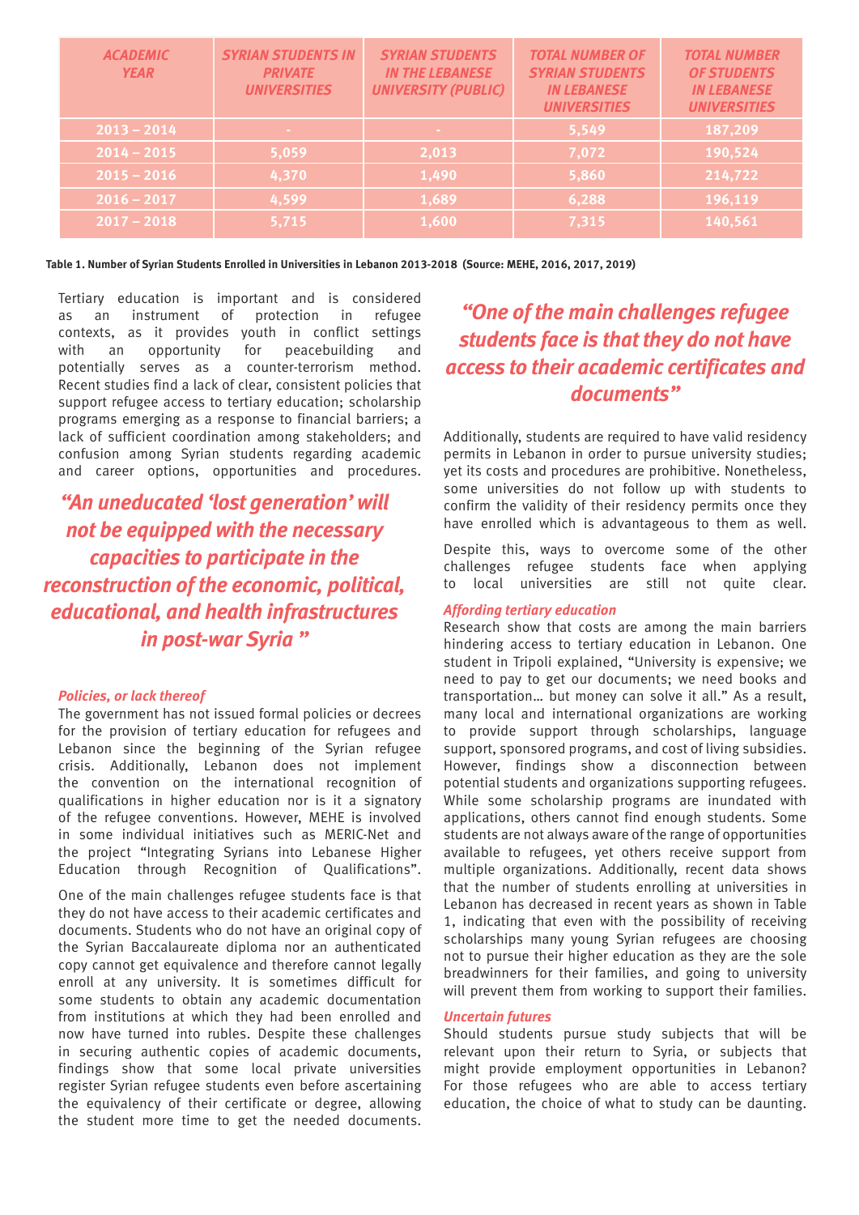| ACADEMIC YEAR | SYRIAN STUDENTS IN PRIVATE UNIVERSITIES | SYRIAN STUDENTS IN THE LEBANESE UNIVERSITY (PUBLIC) | TOTAL NUMBER OF SYRIAN STUDENTS IN LEBANESE UNIVERSITIES | TOTAL NUMBER OF STUDENTS IN LEBANESE UNIVERSITIES |
|---|---|---|---|---|
| 2013 – 2014 | - | - | 5,549 | 187,209 |
| 2014 – 2015 | 5,059 | 2,013 | 7,072 | 190,524 |
| 2015 – 2016 | 4,370 | 1,490 | 5,860 | 214,722 |
| 2016 – 2017 | 4,599 | 1,689 | 6,288 | 196,119 |
| 2017 – 2018 | 5,715 | 1,600 | 7,315 | 140,561 |

**Table 1. Number of Syrian Students Enrolled in Universities in Lebanon 2013-2018 (Source: MEHE, 2016, 2017, 2019)**

Tertiary education is important and is considered as an instrument of protection in refugee contexts, as it provides youth in conflict settings with an opportunity for peacebuilding and potentially serves as a counter-terrorism method. Recent studies find a lack of clear, consistent policies that support refugee access to tertiary education; scholarship programs emerging as a response to financial barriers; a lack of sufficient coordination among stakeholders; and confusion among Syrian students regarding academic and career options, opportunities and procedures.

*"An uneducated 'lost generation' will not be equipped with the necessary capacities to participate in the reconstruction of the economic, political, educational, and health infrastructures in post-war Syria "*

### *Policies, or lack thereof*

The government has not issued formal policies or decrees for the provision of tertiary education for refugees and Lebanon since the beginning of the Syrian refugee crisis. Additionally, Lebanon does not implement the convention on the international recognition of qualifications in higher education nor is it a signatory of the refugee conventions. However, MEHE is involved in some individual initiatives such as MERIC-Net and the project "Integrating Syrians into Lebanese Higher Education through Recognition of Qualifications".

One of the main challenges refugee students face is that they do not have access to their academic certificates and documents. Students who do not have an original copy of the Syrian Baccalaureate diploma nor an authenticated copy cannot get equivalence and therefore cannot legally enroll at any university. It is sometimes difficult for some students to obtain any academic documentation from institutions at which they had been enrolled and now have turned into rubles. Despite these challenges in securing authentic copies of academic documents, findings show that some local private universities register Syrian refugee students even before ascertaining the equivalency of their certificate or degree, allowing the student more time to get the needed documents.

*"One of the main challenges refugee students face is that they do not have access to their academic certificates and documents"*

Additionally, students are required to have valid residency permits in Lebanon in order to pursue university studies; yet its costs and procedures are prohibitive. Nonetheless, some universities do not follow up with students to confirm the validity of their residency permits once they have enrolled which is advantageous to them as well.

Despite this, ways to overcome some of the other challenges refugee students face when applying to local universities are still not quite clear.

### *Affording tertiary education*

Research show that costs are among the main barriers hindering access to tertiary education in Lebanon. One student in Tripoli explained, "University is expensive; we need to pay to get our documents; we need books and transportation… but money can solve it all." As a result, many local and international organizations are working to provide support through scholarships, language support, sponsored programs, and cost of living subsidies. However, findings show a disconnection between potential students and organizations supporting refugees. While some scholarship programs are inundated with applications, others cannot find enough students. Some students are not always aware of the range of opportunities available to refugees, yet others receive support from multiple organizations. Additionally, recent data shows that the number of students enrolling at universities in Lebanon has decreased in recent years as shown in Table 1, indicating that even with the possibility of receiving scholarships many young Syrian refugees are choosing not to pursue their higher education as they are the sole breadwinners for their families, and going to university will prevent them from working to support their families.

### *Uncertain futures*

Should students pursue study subjects that will be relevant upon their return to Syria, or subjects that might provide employment opportunities in Lebanon? For those refugees who are able to access tertiary education, the choice of what to study can be daunting.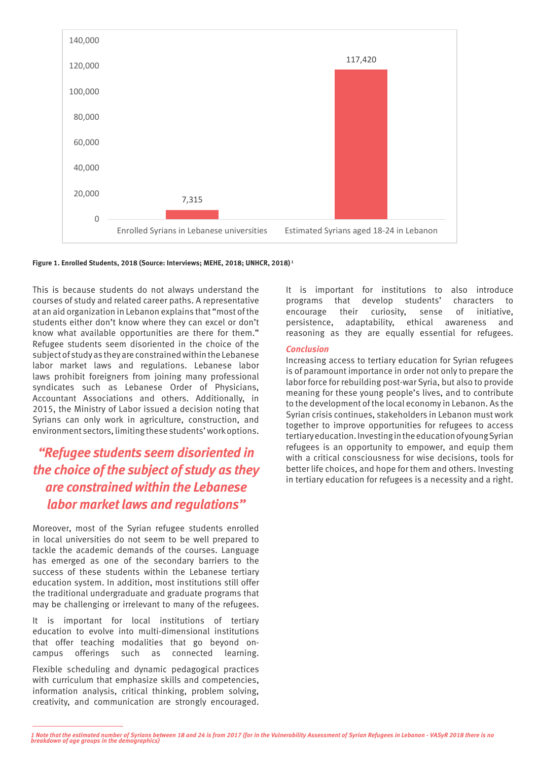| | Enrolled Syrians in Lebanese universities | Estimated Syrians aged 18-24 in Lebanon |
|---|---|---|
| Number | 7,315 | 117,420 |

**Figure 1. Enrolled Students, 2018 (Source: Interviews; MEHE, 2018; UNHCR, 2018)** [1]

This is because students do not always understand the courses of study and related career paths. A representative at an aid organization in Lebanon explains that "most of the students either don't know where they can excel or don't know what available opportunities are there for them." Refugee students seem disoriented in the choice of the subject of study as they are constrained within the Lebanese labor market laws and regulations. Lebanese labor laws prohibit foreigners from joining many professional syndicates such as Lebanese Order of Physicians, Accountant Associations and others. Additionally, in 2015, the Ministry of Labor issued a decision noting that Syrians can only work in agriculture, construction, and environment sectors, limiting these students' work options.

> ***"Refugee students seem disoriented in the choice of the subject of study as they are constrained within the Lebanese labor market laws and regulations"***

Moreover, most of the Syrian refugee students enrolled in local universities do not seem to be well prepared to tackle the academic demands of the courses. Language has emerged as one of the secondary barriers to the success of these students within the Lebanese tertiary education system. In addition, most institutions still offer the traditional undergraduate and graduate programs that may be challenging or irrelevant to many of the refugees.

It is important for local institutions of tertiary education to evolve into multi-dimensional institutions that offer teaching modalities that go beyond on-campus offerings such as connected learning.

Flexible scheduling and dynamic pedagogical practices with curriculum that emphasize skills and competencies, information analysis, critical thinking, problem solving, creativity, and communication are strongly encouraged.

It is important for institutions to also introduce programs that develop students' characters to encourage their curiosity, sense of initiative, persistence, adaptability, ethical awareness and reasoning as they are equally essential for refugees.

### *Conclusion*

Increasing access to tertiary education for Syrian refugees is of paramount importance in order not only to prepare the labor force for rebuilding post-war Syria, but also to provide meaning for these young people's lives, and to contribute to the development of the local economy in Lebanon. As the Syrian crisis continues, stakeholders in Lebanon must work together to improve opportunities for refugees to access tertiary education. Investing in the education of young Syrian refugees is an opportunity to empower, and equip them with a critical consciousness for wise decisions, tools for better life choices, and hope for them and others. Investing in tertiary education for refugees is a necessity and a right.

---

*1 Note that the estimated number of Syrians between 18 and 24 is from 2017 (for in the Vulnerability Assessment of Syrian Refugees in Lebanon - VASyR 2018 there is no breakdown of age groups in the demographics)*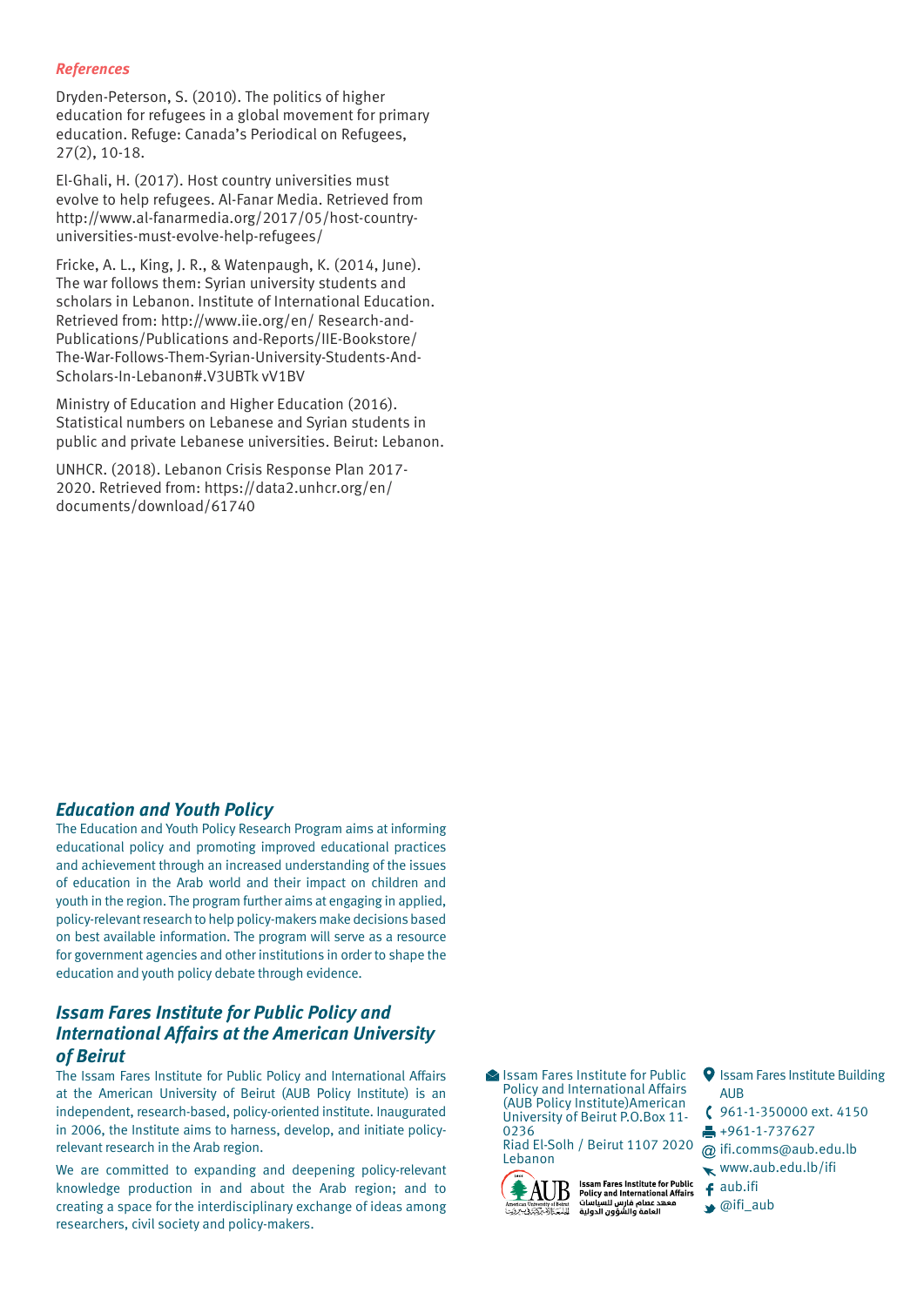*References*

Dryden-Peterson, S. (2010). The politics of higher education for refugees in a global movement for primary education. Refuge: Canada's Periodical on Refugees, 27(2), 10-18.

El-Ghali, H. (2017). Host country universities must evolve to help refugees. Al-Fanar Media. Retrieved from http://www.al-fanarmedia.org/2017/05/host-country-universities-must-evolve-help-refugees/

Fricke, A. L., King, J. R., & Watenpaugh, K. (2014, June). The war follows them: Syrian university students and scholars in Lebanon. Institute of International Education. Retrieved from: http://www.iie.org/en/ Research-and-Publications/Publications and-Reports/IIE-Bookstore/The-War-Follows-Them-Syrian-University-Students-And-Scholars-In-Lebanon#.V3UBTk vV1BV

Ministry of Education and Higher Education (2016). Statistical numbers on Lebanese and Syrian students in public and private Lebanese universities. Beirut: Lebanon.

UNHCR. (2018). Lebanon Crisis Response Plan 2017-2020. Retrieved from: https://data2.unhcr.org/en/documents/download/61740

## *Education and Youth Policy*

The Education and Youth Policy Research Program aims at informing educational policy and promoting improved educational practices and achievement through an increased understanding of the issues of education in the Arab world and their impact on children and youth in the region. The program further aims at engaging in applied, policy-relevant research to help policy-makers make decisions based on best available information. The program will serve as a resource for government agencies and other institutions in order to shape the education and youth policy debate through evidence.

## *Issam Fares Institute for Public Policy and International Affairs at the American University of Beirut*

The Issam Fares Institute for Public Policy and International Affairs at the American University of Beirut (AUB Policy Institute) is an independent, research-based, policy-oriented institute. Inaugurated in 2006, the Institute aims to harness, develop, and initiate policy-relevant research in the Arab region.

We are committed to expanding and deepening policy-relevant knowledge production in and about the Arab region; and to creating a space for the interdisciplinary exchange of ideas among researchers, civil society and policy-makers.

Issam Fares Institute for Public Policy and International Affairs (AUB Policy Institute)American University of Beirut P.O.Box 11-0236
Riad El-Solh / Beirut 1107 2020
Lebanon

Issam Fares Institute for Public Policy and International Affairs
معهد عصام فارس للسياسات العامة والشؤون الدولية

Issam Fares Institute Building AUB
961-1-350000 ext. 4150
+961-1-737627
ifi.comms@aub.edu.lb
www.aub.edu.lb/ifi
aub.ifi
@ifi_aub